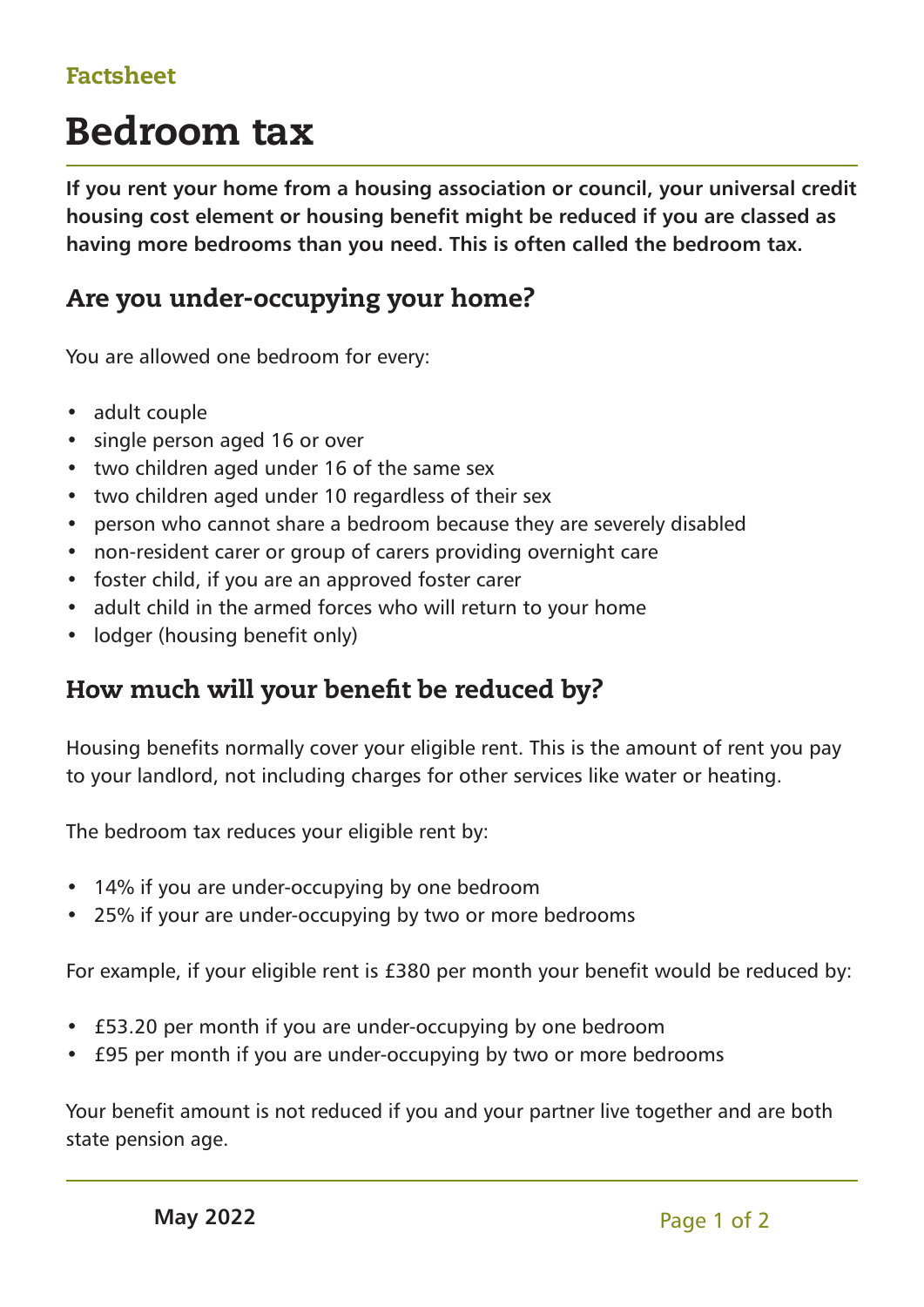Factsheet

# Bedroom tax

**If you rent your home from a housing association or council, your universal credit housing cost element or housing benefit might be reduced if you are classed as having more bedrooms than you need. This is often called the bedroom tax.**

## Are you under-occupying your home?

You are allowed one bedroom for every:

- adult couple
- single person aged 16 or over
- two children aged under 16 of the same sex
- two children aged under 10 regardless of their sex
- person who cannot share a bedroom because they are severely disabled
- non-resident carer or group of carers providing overnight care
- foster child, if you are an approved foster carer
- adult child in the armed forces who will return to your home
- lodger (housing benefit only)

## How much will your benefit be reduced by?

Housing benefits normally cover your eligible rent. This is the amount of rent you pay to your landlord, not including charges for other services like water or heating.

The bedroom tax reduces your eligible rent by:

- 14% if you are under-occupying by one bedroom
- 25% if your are under-occupying by two or more bedrooms

For example, if your eligible rent is £380 per month your benefit would be reduced by:

- £53.20 per month if you are under-occupying by one bedroom
- £95 per month if you are under-occupying by two or more bedrooms

Your benefit amount is not reduced if you and your partner live together and are both state pension age.

May 2022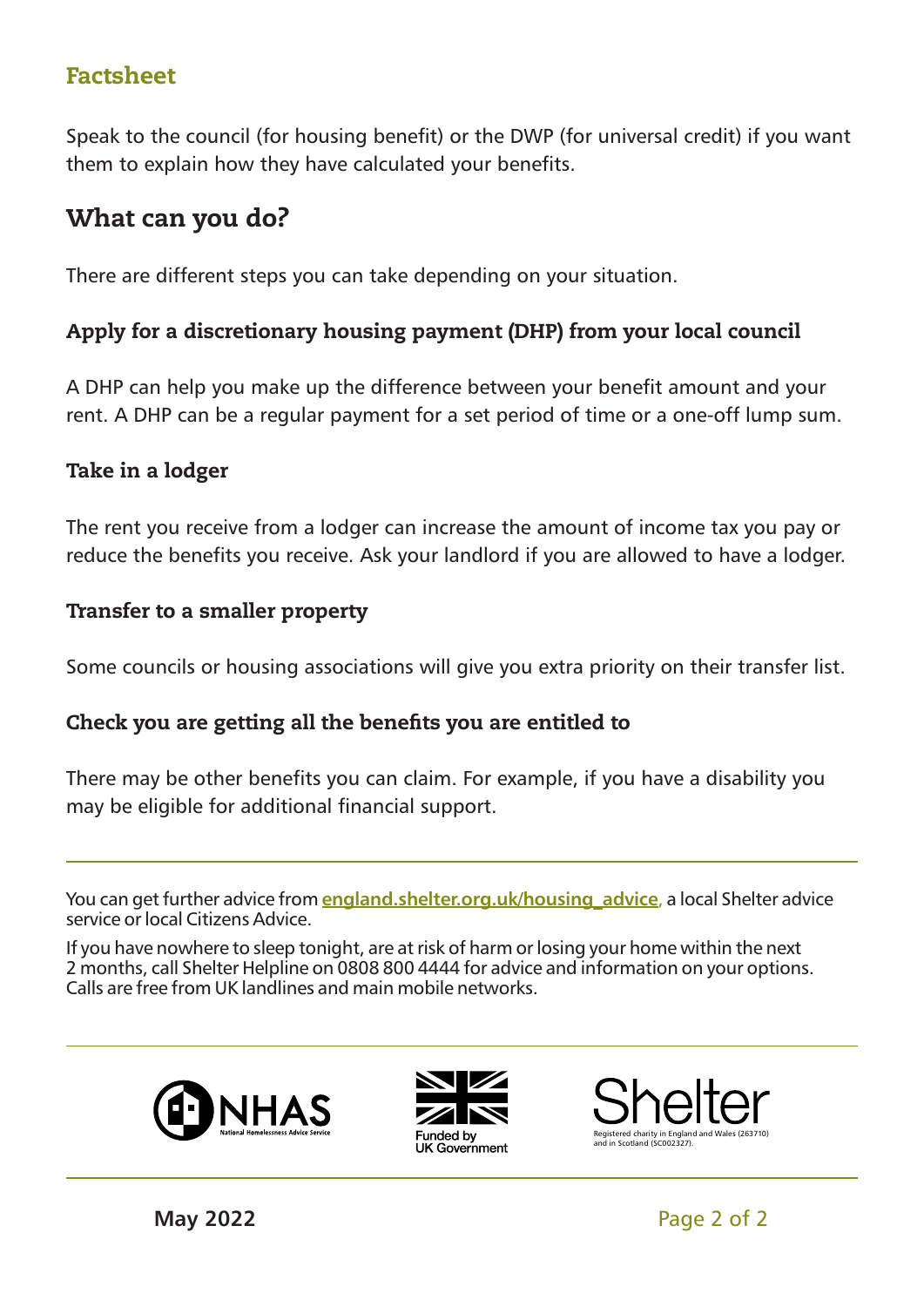Speak to the council (for housing benefit) or the DWP (for universal credit) if you want them to explain how they have calculated your benefits.

## What can you do?

There are different steps you can take depending on your situation.

### Apply for a discretionary housing payment (DHP) from your local council

A DHP can help you make up the difference between your benefit amount and your rent. A DHP can be a regular payment for a set period of time or a one-off lump sum.

### Take in a lodger

The rent you receive from a lodger can increase the amount of income tax you pay or reduce the benefits you receive. Ask your landlord if you are allowed to have a lodger.

### Transfer to a smaller property

Some councils or housing associations will give you extra priority on their transfer list.

### Check you are getting all the benefits you are entitled to

There may be other benefits you can claim. For example, if you have a disability you may be eligible for additional financial support.

---

You can get further advice from **england.shelter.org.uk/housing_advice**, a local Shelter advice service or local Citizens Advice.

If you have nowhere to sleep tonight, are at risk of harm or losing your home within the next 2 months, call Shelter Helpline on 0808 800 4444 for advice and information on your options. Calls are free from UK landlines and main mobile networks.

---

NHAS National Homelessness Advice Service

Funded by UK Government

Shelter Registered charity in England and Wales (263710) and in Scotland (SC002327).

**May 2022**